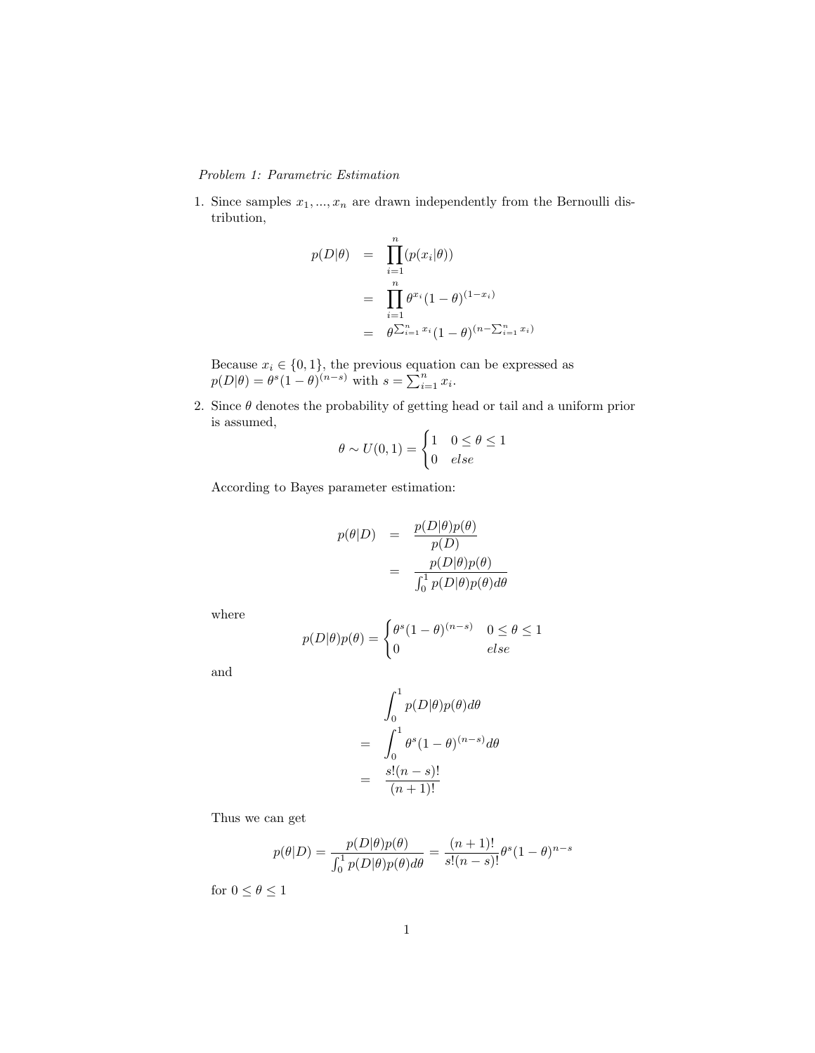*Problem 1: Parametric Estimation*

1. Since samples $x_1, ..., x_n$ are drawn independently from the Bernoulli distribution,

$$
\begin{aligned}
p(D|\theta) &= \prod_{i=1}^{n}(p(x_i|\theta)) \\
&= \prod_{i=1}^{n} \theta^{x_i}(1-\theta)^{(1-x_i)} \\
&= \theta^{\sum_{i=1}^{n} x_i}(1-\theta)^{(n-\sum_{i=1}^{n} x_i)}
\end{aligned}
$$

   Because $x_i \in \{0, 1\}$, the previous equation can be expressed as $p(D|\theta) = \theta^s(1-\theta)^{(n-s)}$ with $s = \sum_{i=1}^{n} x_i$.

2. Since $\theta$ denotes the probability of getting head or tail and a uniform prior is assumed,

$$
\theta \sim U(0,1) = \begin{cases} 1 & 0 \leq \theta \leq 1 \\ 0 & else \end{cases}
$$

   According to Bayes parameter estimation:

$$
\begin{aligned}
p(\theta|D) &= \frac{p(D|\theta)p(\theta)}{p(D)} \\
&= \frac{p(D|\theta)p(\theta)}{\int_0^1 p(D|\theta)p(\theta)d\theta}
\end{aligned}
$$

   where

$$
p(D|\theta)p(\theta) = \begin{cases} \theta^s(1-\theta)^{(n-s)} & 0 \leq \theta \leq 1 \\ 0 & else \end{cases}
$$

   and

$$
\begin{aligned}
&\int_0^1 p(D|\theta)p(\theta)d\theta \\
&= \int_0^1 \theta^s(1-\theta)^{(n-s)}d\theta \\
&= \frac{s!(n-s)!}{(n+1)!}
\end{aligned}
$$

   Thus we can get

$$
p(\theta|D) = \frac{p(D|\theta)p(\theta)}{\int_0^1 p(D|\theta)p(\theta)d\theta} = \frac{(n+1)!}{s!(n-s)!}\theta^s(1-\theta)^{n-s}
$$

   for $0 \leq \theta \leq 1$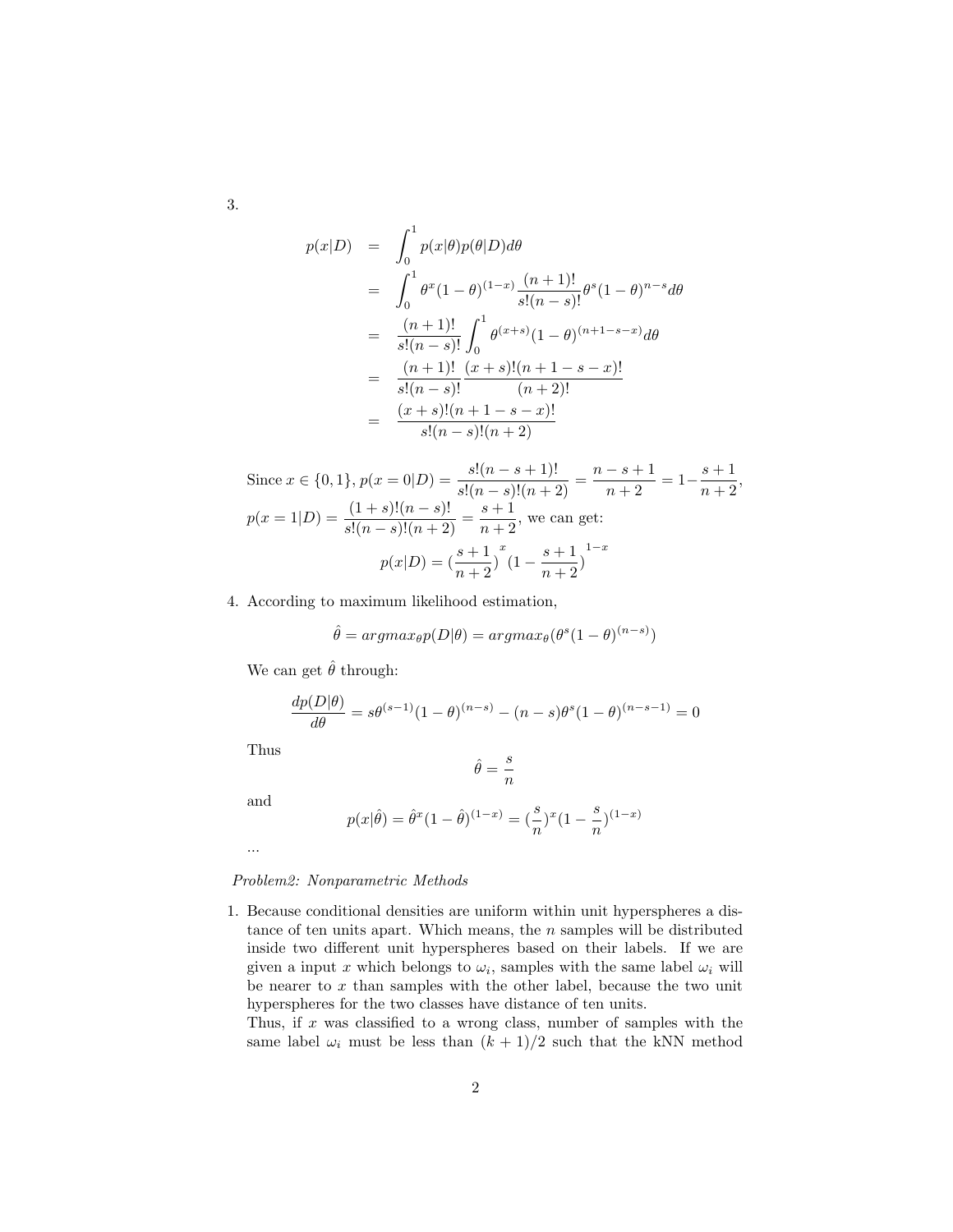3.

$$
\begin{aligned}
p(x|D) &= \int_0^1 p(x|\theta)p(\theta|D)d\theta \\
&= \int_0^1 \theta^x(1-\theta)^{(1-x)}\frac{(n+1)!}{s!(n-s)!}\theta^s(1-\theta)^{n-s}d\theta \\
&= \frac{(n+1)!}{s!(n-s)!}\int_0^1 \theta^{(x+s)}(1-\theta)^{(n+1-s-x)}d\theta \\
&= \frac{(n+1)!}{s!(n-s)!}\frac{(x+s)!(n+1-s-x)!}{(n+2)!} \\
&= \frac{(x+s)!(n+1-s-x)!}{s!(n-s)!(n+2)}
\end{aligned}
$$

Since $x \in \{0,1\}$, $p(x=0|D) = \frac{s!(n-s+1)!}{s!(n-s)!(n+2)} = \frac{n-s+1}{n+2} = 1-\frac{s+1}{n+2}$, $p(x=1|D) = \frac{(1+s)!(n-s)!}{s!(n-s)!(n+2)} = \frac{s+1}{n+2}$, we can get:

$$
p(x|D) = (\frac{s+1}{n+2})^x(1-\frac{s+1}{n+2})^{1-x}
$$

4. According to maximum likelihood estimation,

$$
\hat{\theta} = argmax_\theta p(D|\theta) = argmax_\theta(\theta^s(1-\theta)^{(n-s)})
$$

We can get $\hat{\theta}$ through:

$$
\frac{dp(D|\theta)}{d\theta} = s\theta^{(s-1)}(1-\theta)^{(n-s)} - (n-s)\theta^s(1-\theta)^{(n-s-1)} = 0
$$

Thus

$$
\hat{\theta} = \frac{s}{n}
$$

and

$$
p(x|\hat{\theta}) = \hat{\theta}^x(1-\hat{\theta})^{(1-x)} = (\frac{s}{n})^x(1-\frac{s}{n})^{(1-x)}
$$

...

*Problem2: Nonparametric Methods*

1. Because conditional densities are uniform within unit hyperspheres a distance of ten units apart. Which means, the $n$ samples will be distributed inside two different unit hyperspheres based on their labels. If we are given a input $x$ which belongs to $\omega_i$, samples with the same label $\omega_i$ will be nearer to $x$ than samples with the other label, because the two unit hyperspheres for the two classes have distance of ten units.
   Thus, if $x$ was classified to a wrong class, number of samples with the same label $\omega_i$ must be less than $(k+1)/2$ such that the kNN method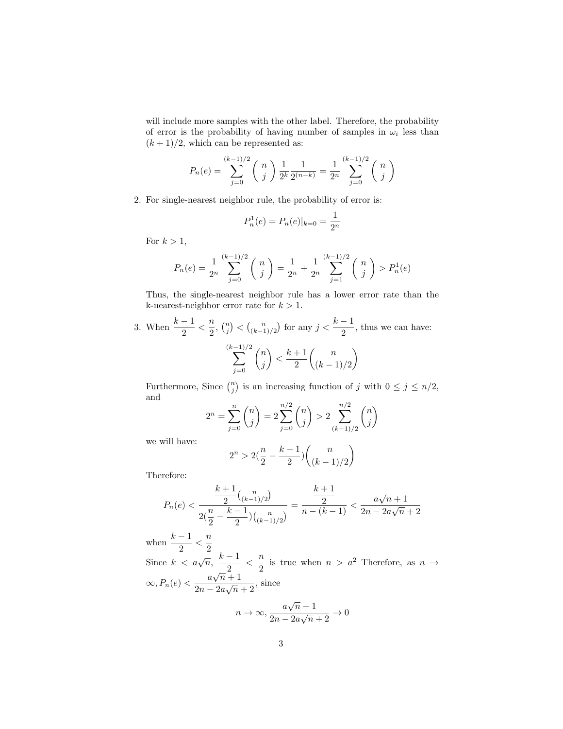will include more samples with the other label. Therefore, the probability of error is the probability of having number of samples in $\omega_i$ less than $(k+1)/2$, which can be represented as:

$$P_n(e) = \sum_{j=0}^{(k-1)/2} \binom{n}{j} \frac{1}{2^k} \frac{1}{2^{(n-k)}} = \frac{1}{2^n} \sum_{j=0}^{(k-1)/2} \binom{n}{j}$$

2. For single-nearest neighbor rule, the probability of error is:

$$P_n^1(e) = P_n(e)|_{k=0} = \frac{1}{2^n}$$

For $k > 1$,

$$P_n(e) = \frac{1}{2^n} \sum_{j=0}^{(k-1)/2} \binom{n}{j} = \frac{1}{2^n} + \frac{1}{2^n} \sum_{j=1}^{(k-1)/2} \binom{n}{j} > P_n^1(e)$$

Thus, the single-nearest neighbor rule has a lower error rate than the k-nearest-neighbor error rate for $k > 1$.

3. When $\frac{k-1}{2} < \frac{n}{2}$, $\binom{n}{j} < \binom{n}{(k-1)/2}$ for any $j < \frac{k-1}{2}$, thus we can have:

$$\sum_{j=0}^{(k-1)/2} \binom{n}{j} < \frac{k+1}{2} \binom{n}{(k-1)/2}$$

Furthermore, Since $\binom{n}{j}$ is an increasing function of $j$ with $0 \leq j \leq n/2$, and

$$2^n = \sum_{j=0}^{n} \binom{n}{j} = 2 \sum_{j=0}^{n/2} \binom{n}{j} > 2 \sum_{(k-1)/2}^{n/2} \binom{n}{j}$$

we will have:

$$2^n > 2\left(\frac{n}{2} - \frac{k-1}{2}\right) \binom{n}{(k-1)/2}$$

Therefore:

$$P_n(e) < \frac{\frac{k+1}{2} \binom{n}{(k-1)/2}}{2\left(\frac{n}{2} - \frac{k-1}{2}\right) \binom{n}{(k-1)/2}} = \frac{\frac{k+1}{2}}{n - (k-1)} < \frac{a\sqrt{n} + 1}{2n - 2a\sqrt{n} + 2}$$

when $\frac{k-1}{2} < \frac{n}{2}$

Since $k < a\sqrt{n}$, $\frac{k-1}{2} < \frac{n}{2}$ is true when $n > a^2$ Therefore, as $n \to \infty, P_n(e) < \frac{a\sqrt{n} + 1}{2n - 2a\sqrt{n} + 2}$, since

$$n \to \infty, \frac{a\sqrt{n} + 1}{2n - 2a\sqrt{n} + 2} \to 0$$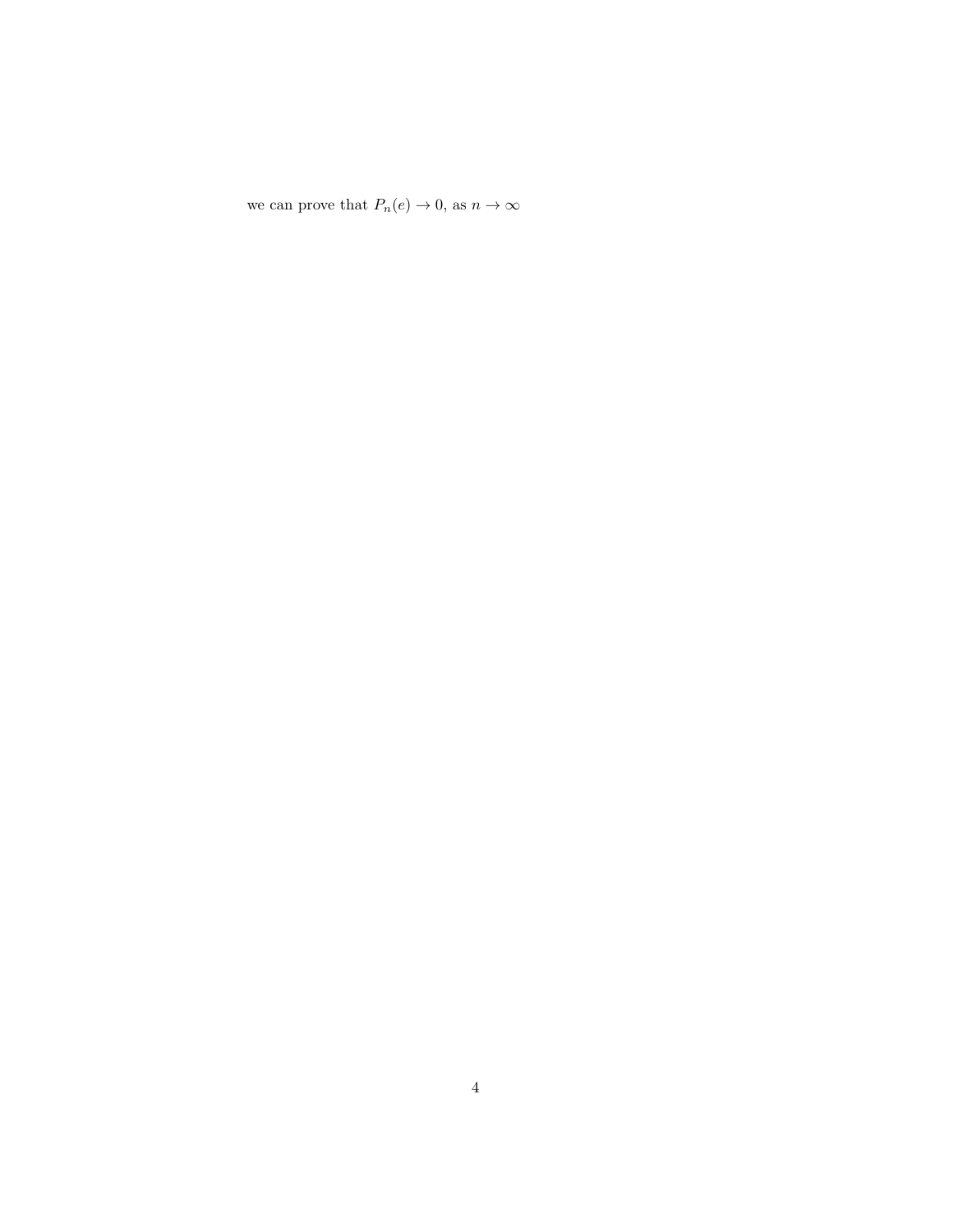we can prove that $P_n(e) \to 0$, as $n \to \infty$